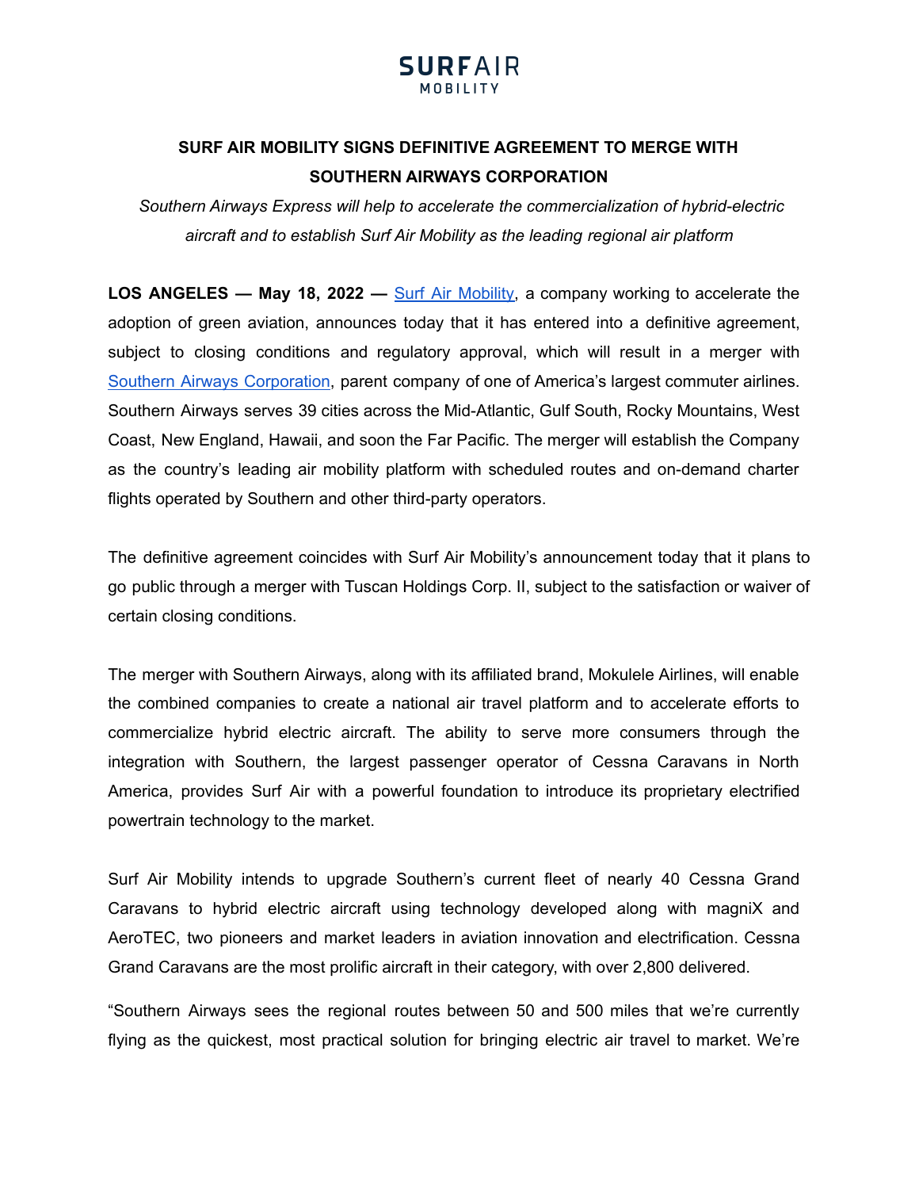SURFAIR
MOBILITY

# SURF AIR MOBILITY SIGNS DEFINITIVE AGREEMENT TO MERGE WITH SOUTHERN AIRWAYS CORPORATION

*Southern Airways Express will help to accelerate the commercialization of hybrid-electric aircraft and to establish Surf Air Mobility as the leading regional air platform*

**LOS ANGELES — May 18, 2022 —** Surf Air Mobility, a company working to accelerate the adoption of green aviation, announces today that it has entered into a definitive agreement, subject to closing conditions and regulatory approval, which will result in a merger with Southern Airways Corporation, parent company of one of America's largest commuter airlines. Southern Airways serves 39 cities across the Mid-Atlantic, Gulf South, Rocky Mountains, West Coast, New England, Hawaii, and soon the Far Pacific. The merger will establish the Company as the country's leading air mobility platform with scheduled routes and on-demand charter flights operated by Southern and other third-party operators.

The definitive agreement coincides with Surf Air Mobility's announcement today that it plans to go public through a merger with Tuscan Holdings Corp. II, subject to the satisfaction or waiver of certain closing conditions.

The merger with Southern Airways, along with its affiliated brand, Mokulele Airlines, will enable the combined companies to create a national air travel platform and to accelerate efforts to commercialize hybrid electric aircraft. The ability to serve more consumers through the integration with Southern, the largest passenger operator of Cessna Caravans in North America, provides Surf Air with a powerful foundation to introduce its proprietary electrified powertrain technology to the market.

Surf Air Mobility intends to upgrade Southern's current fleet of nearly 40 Cessna Grand Caravans to hybrid electric aircraft using technology developed along with magniX and AeroTEC, two pioneers and market leaders in aviation innovation and electrification. Cessna Grand Caravans are the most prolific aircraft in their category, with over 2,800 delivered.

"Southern Airways sees the regional routes between 50 and 500 miles that we're currently flying as the quickest, most practical solution for bringing electric air travel to market. We're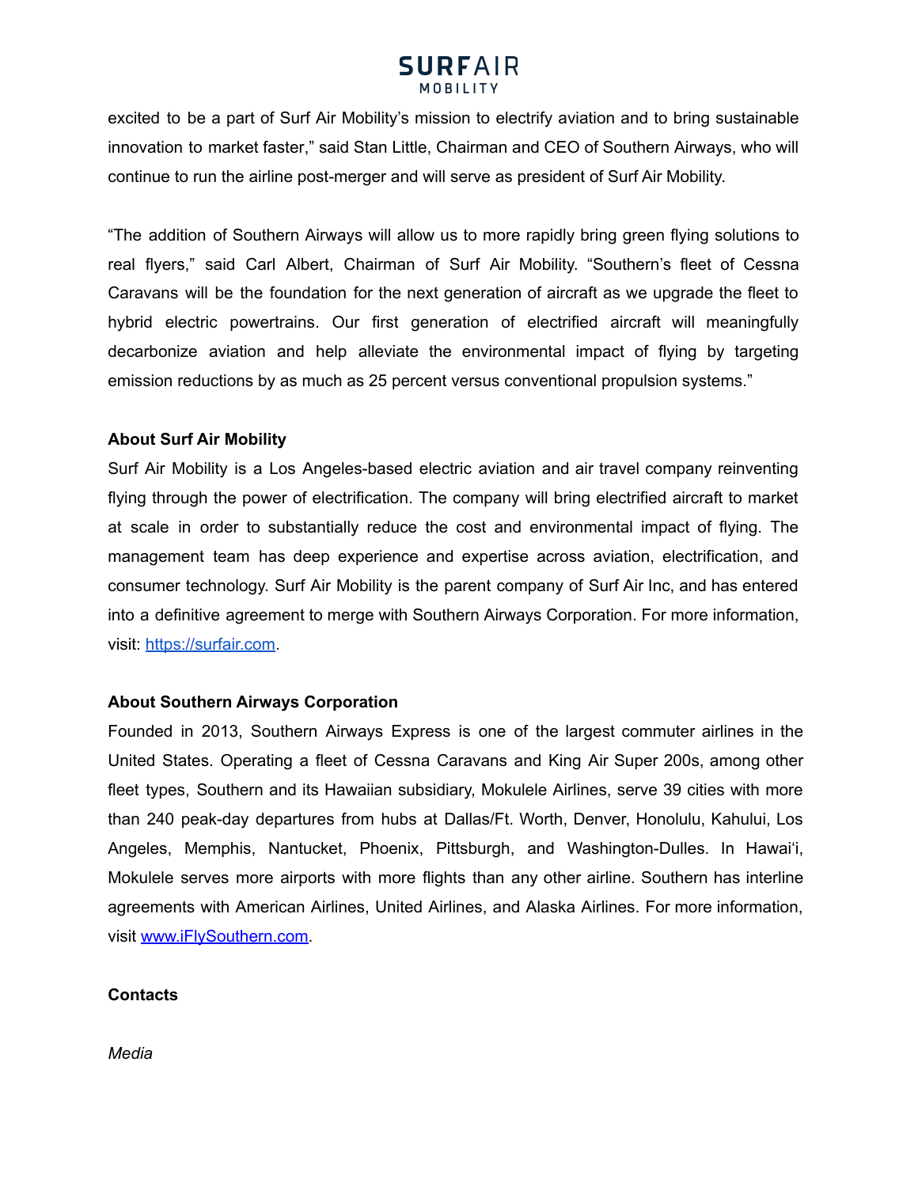excited to be a part of Surf Air Mobility's mission to electrify aviation and to bring sustainable innovation to market faster," said Stan Little, Chairman and CEO of Southern Airways, who will continue to run the airline post-merger and will serve as president of Surf Air Mobility.

"The addition of Southern Airways will allow us to more rapidly bring green flying solutions to real flyers," said Carl Albert, Chairman of Surf Air Mobility. "Southern's fleet of Cessna Caravans will be the foundation for the next generation of aircraft as we upgrade the fleet to hybrid electric powertrains. Our first generation of electrified aircraft will meaningfully decarbonize aviation and help alleviate the environmental impact of flying by targeting emission reductions by as much as 25 percent versus conventional propulsion systems."

**About Surf Air Mobility**

Surf Air Mobility is a Los Angeles-based electric aviation and air travel company reinventing flying through the power of electrification. The company will bring electrified aircraft to market at scale in order to substantially reduce the cost and environmental impact of flying. The management team has deep experience and expertise across aviation, electrification, and consumer technology. Surf Air Mobility is the parent company of Surf Air Inc, and has entered into a definitive agreement to merge with Southern Airways Corporation. For more information, visit: [https://surfair.com](https://surfair.com).

**About Southern Airways Corporation**

Founded in 2013, Southern Airways Express is one of the largest commuter airlines in the United States. Operating a fleet of Cessna Caravans and King Air Super 200s, among other fleet types, Southern and its Hawaiian subsidiary, Mokulele Airlines, serve 39 cities with more than 240 peak-day departures from hubs at Dallas/Ft. Worth, Denver, Honolulu, Kahului, Los Angeles, Memphis, Nantucket, Phoenix, Pittsburgh, and Washington-Dulles. In Hawai'i, Mokulele serves more airports with more flights than any other airline. Southern has interline agreements with American Airlines, United Airlines, and Alaska Airlines. For more information, visit [www.iFlySouthern.com](www.iFlySouthern.com).

**Contacts**

*Media*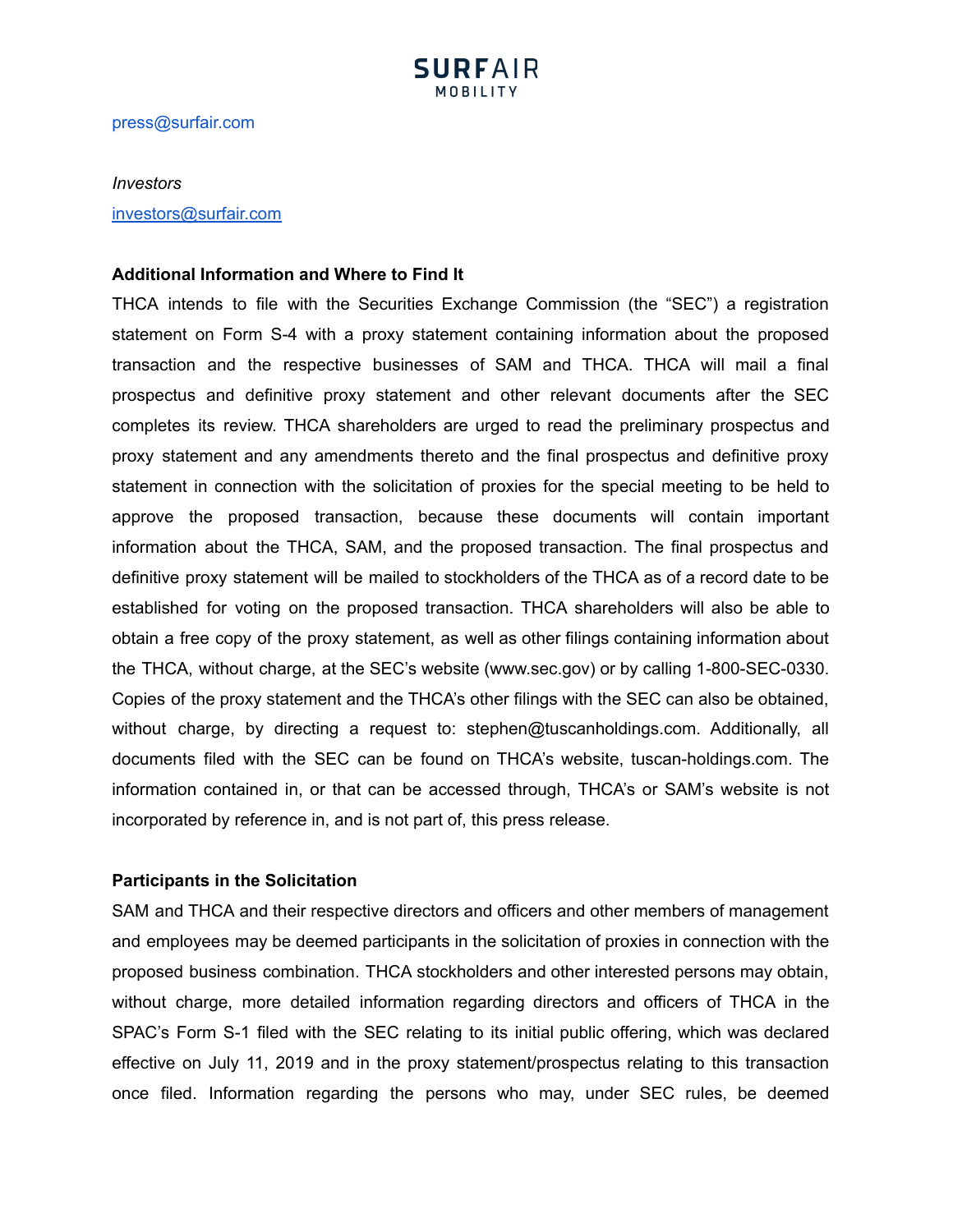press@surfair.com

*Investors*

investors@surfair.com

**Additional Information and Where to Find It**

THCA intends to file with the Securities Exchange Commission (the "SEC") a registration statement on Form S-4 with a proxy statement containing information about the proposed transaction and the respective businesses of SAM and THCA. THCA will mail a final prospectus and definitive proxy statement and other relevant documents after the SEC completes its review. THCA shareholders are urged to read the preliminary prospectus and proxy statement and any amendments thereto and the final prospectus and definitive proxy statement in connection with the solicitation of proxies for the special meeting to be held to approve the proposed transaction, because these documents will contain important information about the THCA, SAM, and the proposed transaction. The final prospectus and definitive proxy statement will be mailed to stockholders of the THCA as of a record date to be established for voting on the proposed transaction. THCA shareholders will also be able to obtain a free copy of the proxy statement, as well as other filings containing information about the THCA, without charge, at the SEC's website (www.sec.gov) or by calling 1-800-SEC-0330. Copies of the proxy statement and the THCA's other filings with the SEC can also be obtained, without charge, by directing a request to: stephen@tuscanholdings.com. Additionally, all documents filed with the SEC can be found on THCA's website, tuscan-holdings.com. The information contained in, or that can be accessed through, THCA's or SAM's website is not incorporated by reference in, and is not part of, this press release.

**Participants in the Solicitation**

SAM and THCA and their respective directors and officers and other members of management and employees may be deemed participants in the solicitation of proxies in connection with the proposed business combination. THCA stockholders and other interested persons may obtain, without charge, more detailed information regarding directors and officers of THCA in the SPAC's Form S-1 filed with the SEC relating to its initial public offering, which was declared effective on July 11, 2019 and in the proxy statement/prospectus relating to this transaction once filed. Information regarding the persons who may, under SEC rules, be deemed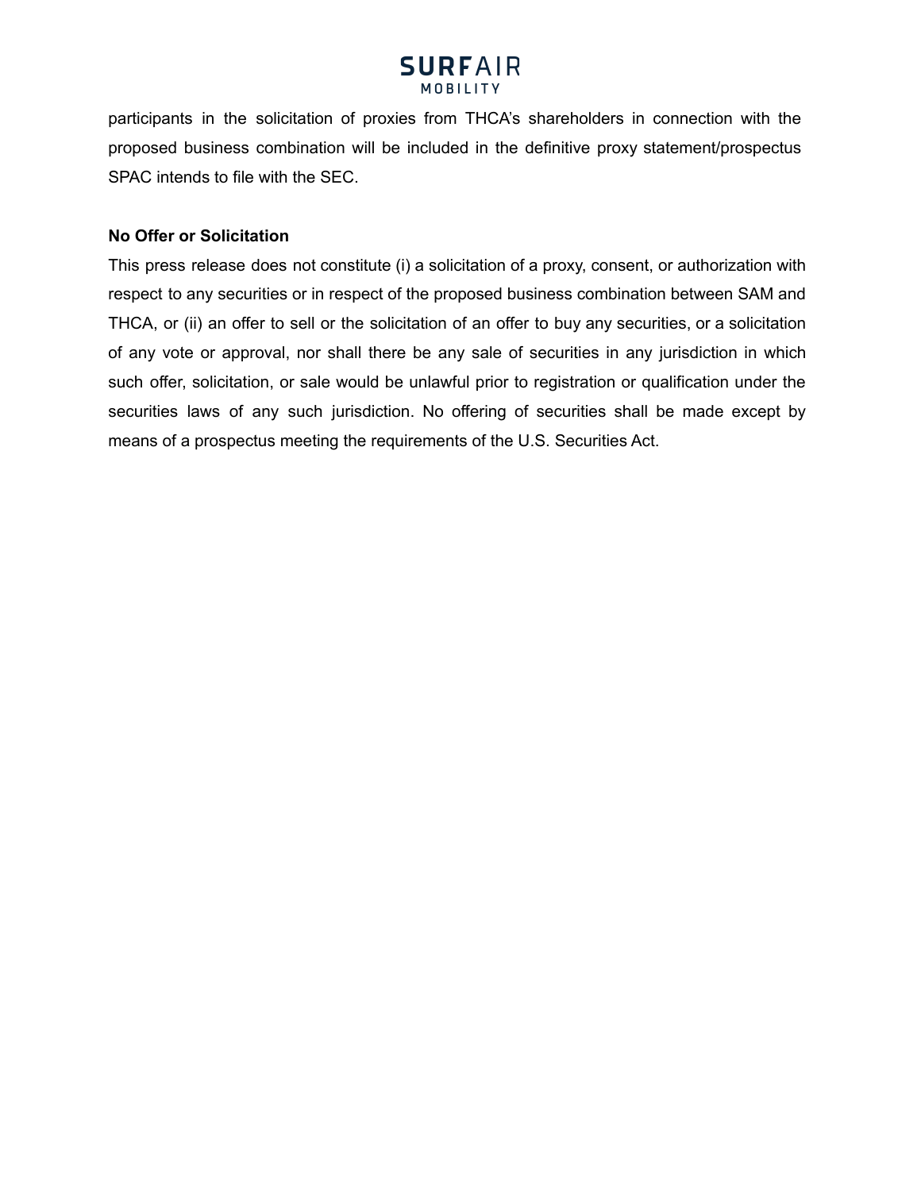participants in the solicitation of proxies from THCA's shareholders in connection with the proposed business combination will be included in the definitive proxy statement/prospectus SPAC intends to file with the SEC.

**No Offer or Solicitation**

This press release does not constitute (i) a solicitation of a proxy, consent, or authorization with respect to any securities or in respect of the proposed business combination between SAM and THCA, or (ii) an offer to sell or the solicitation of an offer to buy any securities, or a solicitation of any vote or approval, nor shall there be any sale of securities in any jurisdiction in which such offer, solicitation, or sale would be unlawful prior to registration or qualification under the securities laws of any such jurisdiction. No offering of securities shall be made except by means of a prospectus meeting the requirements of the U.S. Securities Act.